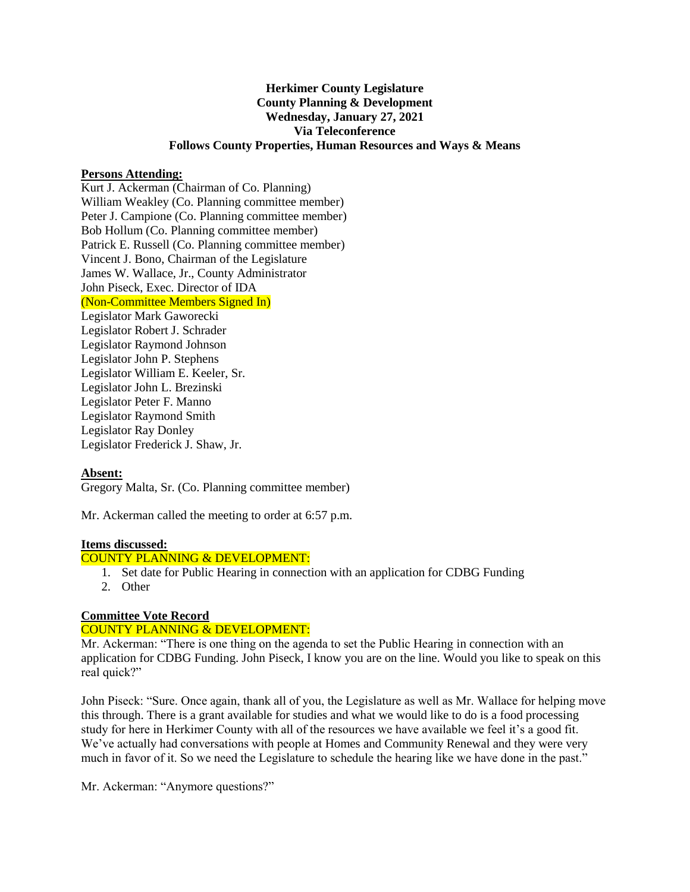**Herkimer County Legislature**
**County Planning & Development**
**Wednesday, January 27, 2021**
**Via Teleconference**
**Follows County Properties, Human Resources and Ways & Means**

**Persons Attending:**

Kurt J. Ackerman (Chairman of Co. Planning)
William Weakley (Co. Planning committee member)
Peter J. Campione (Co. Planning committee member)
Bob Hollum (Co. Planning committee member)
Patrick E. Russell (Co. Planning committee member)
Vincent J. Bono, Chairman of the Legislature
James W. Wallace, Jr., County Administrator
John Piseck, Exec. Director of IDA
(Non-Committee Members Signed In)
Legislator Mark Gaworecki
Legislator Robert J. Schrader
Legislator Raymond Johnson
Legislator John P. Stephens
Legislator William E. Keeler, Sr.
Legislator John L. Brezinski
Legislator Peter F. Manno
Legislator Raymond Smith
Legislator Ray Donley
Legislator Frederick J. Shaw, Jr.

**Absent:**

Gregory Malta, Sr. (Co. Planning committee member)

Mr. Ackerman called the meeting to order at 6:57 p.m.

**Items discussed:**

COUNTY PLANNING & DEVELOPMENT:

1. Set date for Public Hearing in connection with an application for CDBG Funding
2. Other

**Committee Vote Record**

COUNTY PLANNING & DEVELOPMENT:

Mr. Ackerman: "There is one thing on the agenda to set the Public Hearing in connection with an application for CDBG Funding. John Piseck, I know you are on the line. Would you like to speak on this real quick?"

John Piseck: "Sure. Once again, thank all of you, the Legislature as well as Mr. Wallace for helping move this through. There is a grant available for studies and what we would like to do is a food processing study for here in Herkimer County with all of the resources we have available we feel it's a good fit. We've actually had conversations with people at Homes and Community Renewal and they were very much in favor of it. So we need the Legislature to schedule the hearing like we have done in the past."

Mr. Ackerman: "Anymore questions?"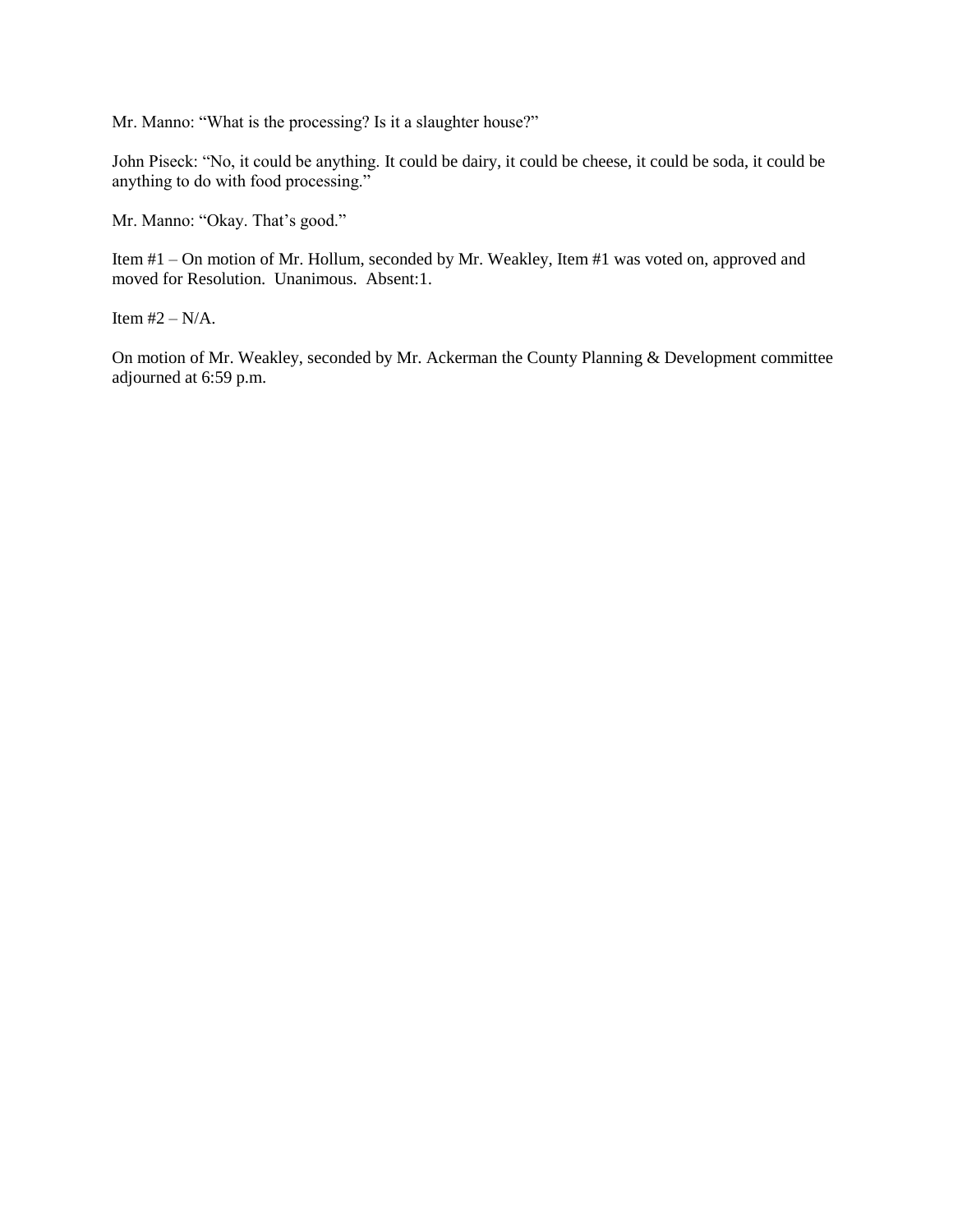Mr. Manno: "What is the processing? Is it a slaughter house?"

John Piseck: "No, it could be anything. It could be dairy, it could be cheese, it could be soda, it could be anything to do with food processing."

Mr. Manno: "Okay. That's good."

Item #1 – On motion of Mr. Hollum, seconded by Mr. Weakley, Item #1 was voted on, approved and moved for Resolution. Unanimous. Absent:1.

Item #2 – N/A.

On motion of Mr. Weakley, seconded by Mr. Ackerman the County Planning & Development committee adjourned at 6:59 p.m.